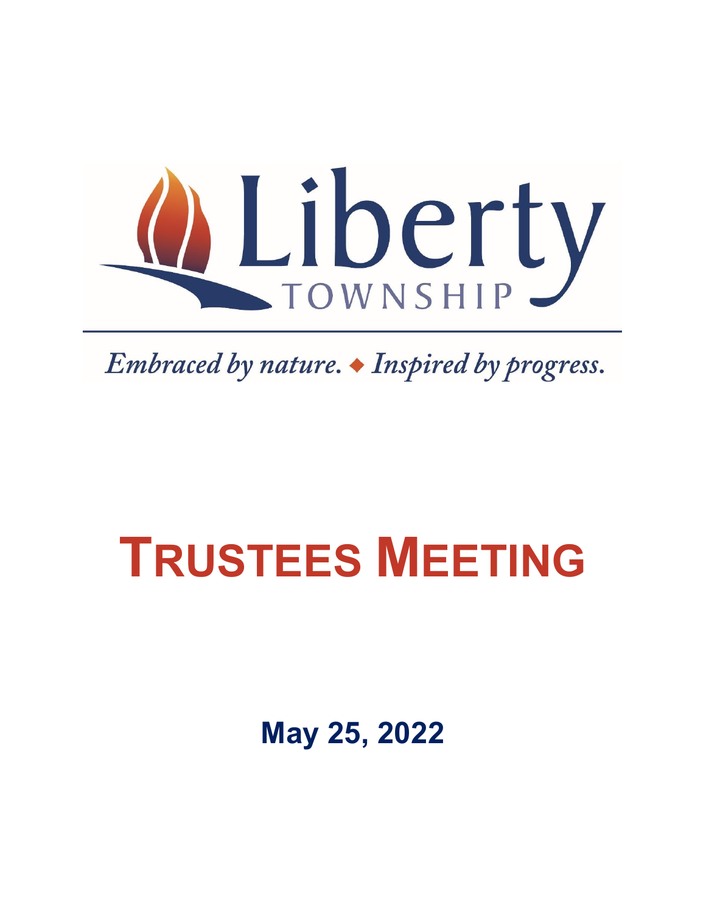# Liberty

TOWNSHIP

*Embraced by nature. ◆ Inspired by progress.*

# TRUSTEES MEETING

## May 25, 2022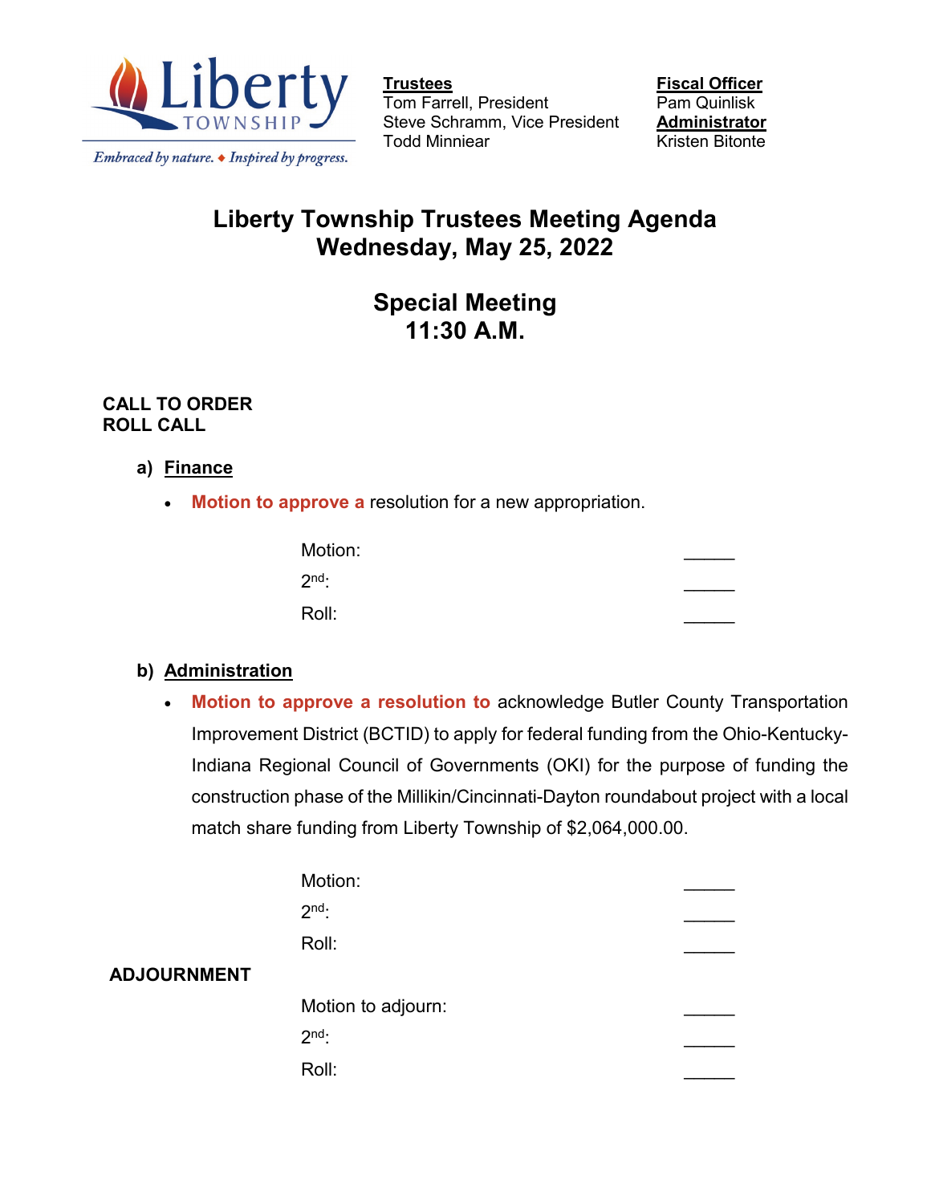Liberty TOWNSHIP

*Embraced by nature. ◆ Inspired by progress.*

**Trustees**
Tom Farrell, President
Steve Schramm, Vice President
Todd Minniear

**Fiscal Officer**
Pam Quinlisk
**Administrator**
Kristen Bitonte

# Liberty Township Trustees Meeting Agenda
# Wednesday, May 25, 2022

## Special Meeting
## 11:30 A.M.

**CALL TO ORDER**
**ROLL CALL**

**a) Finance**

- **Motion to approve a** resolution for a new appropriation.

Motion: _____
2nd: _____
Roll: _____

**b) Administration**

- **Motion to approve a resolution to** acknowledge Butler County Transportation Improvement District (BCTID) to apply for federal funding from the Ohio-Kentucky-Indiana Regional Council of Governments (OKI) for the purpose of funding the construction phase of the Millikin/Cincinnati-Dayton roundabout project with a local match share funding from Liberty Township of $2,064,000.00.

Motion: _____
2nd: _____
Roll: _____

**ADJOURNMENT**

Motion to adjourn: _____
2nd: _____
Roll: _____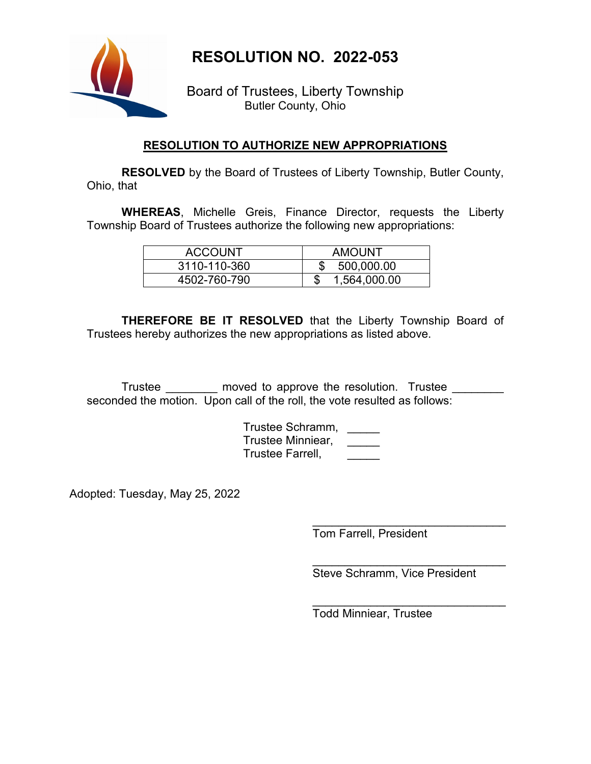# RESOLUTION NO. 2022-053

Board of Trustees, Liberty Township
Butler County, Ohio

## RESOLUTION TO AUTHORIZE NEW APPROPRIATIONS

**RESOLVED** by the Board of Trustees of Liberty Township, Butler County, Ohio, that

**WHEREAS**, Michelle Greis, Finance Director, requests the Liberty Township Board of Trustees authorize the following new appropriations:

| ACCOUNT | AMOUNT |
|---|---|
| 3110-110-360 | $ 500,000.00 |
| 4502-760-790 | $ 1,564,000.00 |

**THEREFORE BE IT RESOLVED** that the Liberty Township Board of Trustees hereby authorizes the new appropriations as listed above.

Trustee ________ moved to approve the resolution. Trustee ________ seconded the motion. Upon call of the roll, the vote resulted as follows:

Trustee Schramm, _____
Trustee Minniear, _____
Trustee Farrell, _____

Adopted: Tuesday, May 25, 2022

______________________________
Tom Farrell, President

______________________________
Steve Schramm, Vice President

______________________________
Todd Minniear, Trustee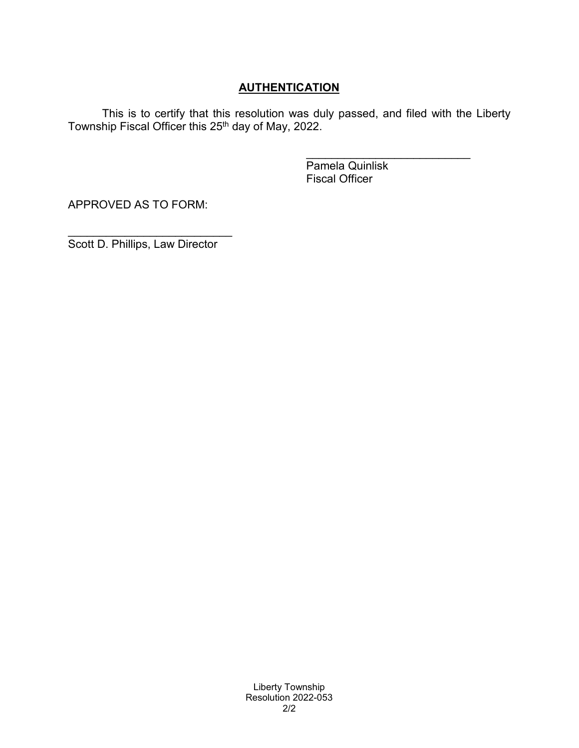## **AUTHENTICATION**

This is to certify that this resolution was duly passed, and filed with the Liberty Township Fiscal Officer this 25th day of May, 2022.

\_\_\_\_\_\_\_\_\_\_\_\_\_\_\_\_\_\_\_\_\_\_\_\_\_\_\_
Pamela Quinlisk
Fiscal Officer

APPROVED AS TO FORM:

\_\_\_\_\_\_\_\_\_\_\_\_\_\_\_\_\_\_\_\_\_\_\_\_\_\_\_
Scott D. Phillips, Law Director

Liberty Township
Resolution 2022-053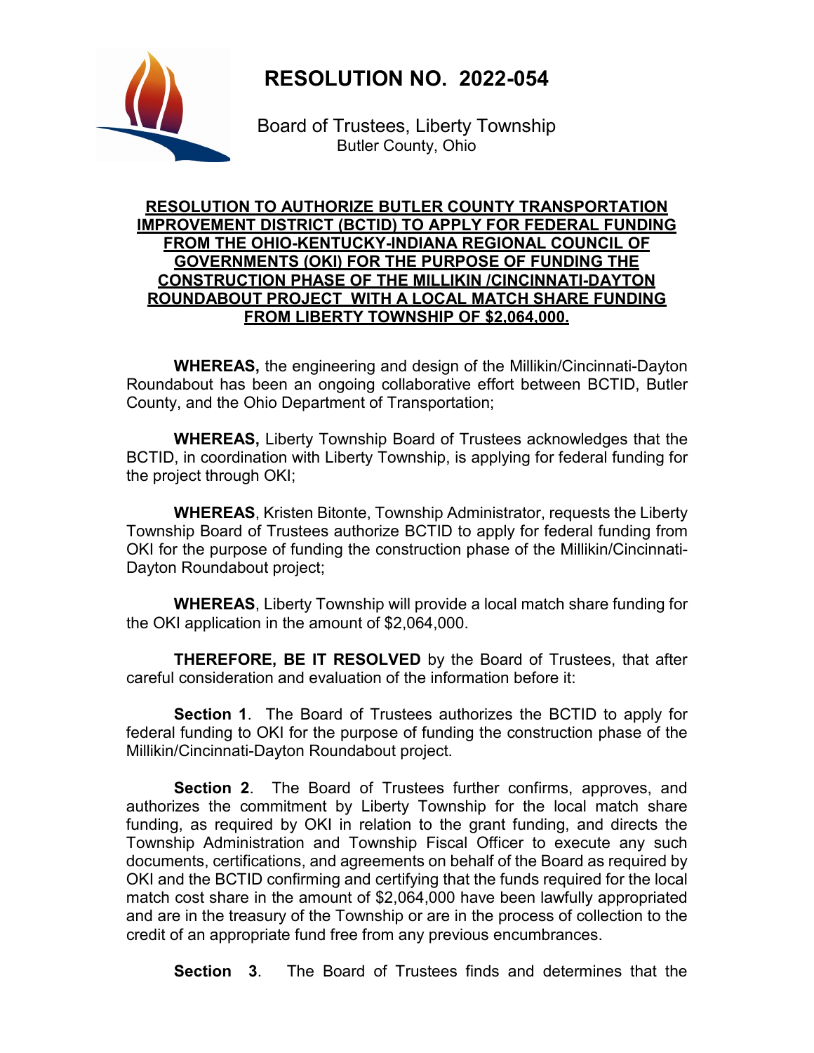# RESOLUTION NO. 2022-054

Board of Trustees, Liberty Township
Butler County, Ohio

**RESOLUTION TO AUTHORIZE BUTLER COUNTY TRANSPORTATION IMPROVEMENT DISTRICT (BCTID) TO APPLY FOR FEDERAL FUNDING FROM THE OHIO-KENTUCKY-INDIANA REGIONAL COUNCIL OF GOVERNMENTS (OKI) FOR THE PURPOSE OF FUNDING THE CONSTRUCTION PHASE OF THE MILLIKIN /CINCINNATI-DAYTON ROUNDABOUT PROJECT WITH A LOCAL MATCH SHARE FUNDING FROM LIBERTY TOWNSHIP OF $2,064,000.**

**WHEREAS,** the engineering and design of the Millikin/Cincinnati-Dayton Roundabout has been an ongoing collaborative effort between BCTID, Butler County, and the Ohio Department of Transportation;

**WHEREAS,** Liberty Township Board of Trustees acknowledges that the BCTID, in coordination with Liberty Township, is applying for federal funding for the project through OKI;

**WHEREAS**, Kristen Bitonte, Township Administrator, requests the Liberty Township Board of Trustees authorize BCTID to apply for federal funding from OKI for the purpose of funding the construction phase of the Millikin/Cincinnati-Dayton Roundabout project;

**WHEREAS**, Liberty Township will provide a local match share funding for the OKI application in the amount of $2,064,000.

**THEREFORE, BE IT RESOLVED** by the Board of Trustees, that after careful consideration and evaluation of the information before it:

**Section 1**. The Board of Trustees authorizes the BCTID to apply for federal funding to OKI for the purpose of funding the construction phase of the Millikin/Cincinnati-Dayton Roundabout project.

**Section 2**. The Board of Trustees further confirms, approves, and authorizes the commitment by Liberty Township for the local match share funding, as required by OKI in relation to the grant funding, and directs the Township Administration and Township Fiscal Officer to execute any such documents, certifications, and agreements on behalf of the Board as required by OKI and the BCTID confirming and certifying that the funds required for the local match cost share in the amount of $2,064,000 have been lawfully appropriated and are in the treasury of the Township or are in the process of collection to the credit of an appropriate fund free from any previous encumbrances.

**Section 3**. The Board of Trustees finds and determines that the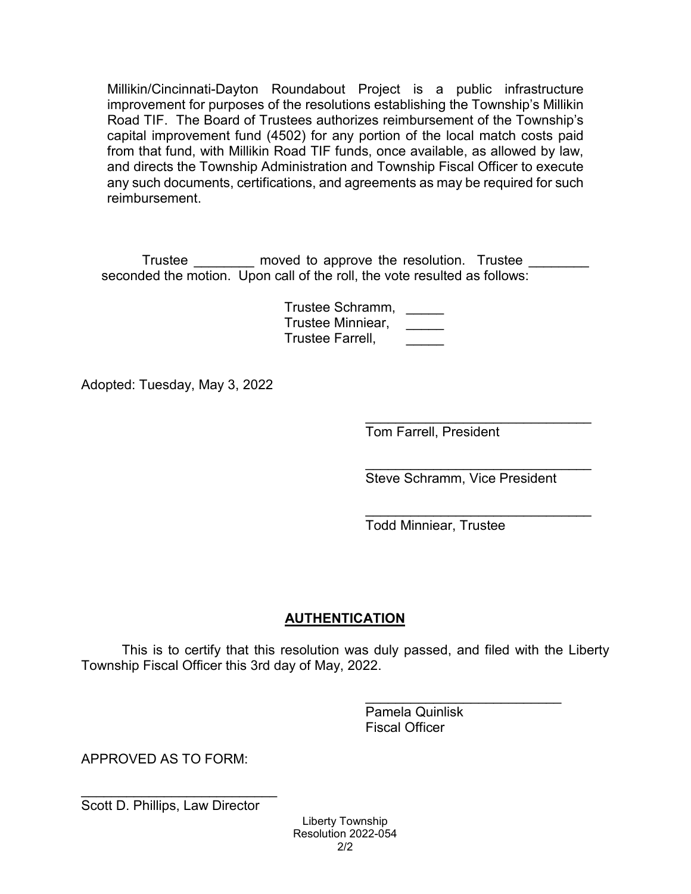Millikin/Cincinnati-Dayton Roundabout Project is a public infrastructure improvement for purposes of the resolutions establishing the Township's Millikin Road TIF. The Board of Trustees authorizes reimbursement of the Township's capital improvement fund (4502) for any portion of the local match costs paid from that fund, with Millikin Road TIF funds, once available, as allowed by law, and directs the Township Administration and Township Fiscal Officer to execute any such documents, certifications, and agreements as may be required for such reimbursement.

Trustee ________ moved to approve the resolution. Trustee ________ seconded the motion. Upon call of the roll, the vote resulted as follows:

Trustee Schramm, _____
Trustee Minniear, _____
Trustee Farrell, _____

Adopted: Tuesday, May 3, 2022

______________________________
Tom Farrell, President

______________________________
Steve Schramm, Vice President

______________________________
Todd Minniear, Trustee

## AUTHENTICATION

This is to certify that this resolution was duly passed, and filed with the Liberty Township Fiscal Officer this 3rd day of May, 2022.

__________________________
Pamela Quinlisk
Fiscal Officer

APPROVED AS TO FORM:

__________________________
Scott D. Phillips, Law Director

Liberty Township
Resolution 2022-054